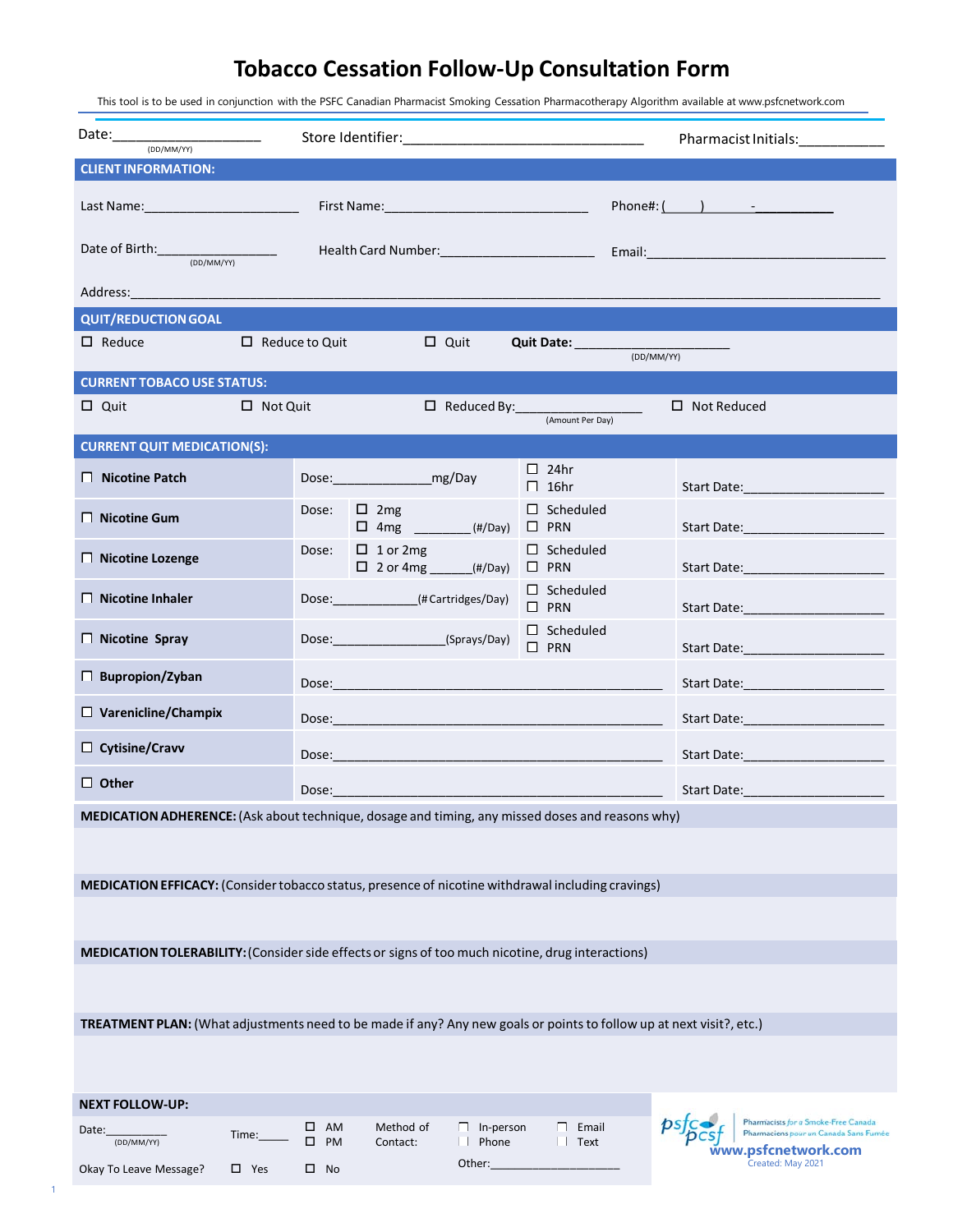# Tobacco Cessation Follow-Up Consultation Form

This tool is to be used in conjunction with the PSFC Canadian Pharmacist Smoking Cessation Pharmacotherapy Algorithm available at www.psfcnetwork.com

Date:____________________ (DD/MM/YY) Store Identifier:________________________________ Pharmacist Initials:___________

## CLIENT INFORMATION:

Last Name:______________________ First Name:____________________________ Phone#: (_____) ______-__________

Date of Birth:________________ (DD/MM/YY) Health Card Number:_______________________ Email:____________________________________

Address:______________________________________________________________________________________________________

## QUIT/REDUCTION GOAL

☐ Reduce ☐ Reduce to Quit ☐ Quit **Quit Date:**______________________ (DD/MM/YY)

## CURRENT TOBACCO USE STATUS:

☐ Quit ☐ Not Quit ☐ Reduced By:________________ (Amount Per Day) ☐ Not Reduced

## CURRENT QUIT MEDICATION(S):

| Medication | Dose | | Schedule | Start Date |
|---|---|---|---|---|
| ☐ **Nicotine Patch** | Dose:______________mg/Day | | ☐ 24hr ☐ 16hr | Start Date:___________________ |
| ☐ **Nicotine Gum** | Dose: | ☐ 2mg ☐ 4mg ________(#/Day) | ☐ Scheduled ☐ PRN | Start Date:___________________ |
| ☐ **Nicotine Lozenge** | Dose: | ☐ 1 or 2mg ☐ 2 or 4mg ______(#/Day) | ☐ Scheduled ☐ PRN | Start Date:___________________ |
| ☐ **Nicotine Inhaler** | Dose:____________(# Cartridges/Day) | | ☐ Scheduled ☐ PRN | Start Date:___________________ |
| ☐ **Nicotine Spray** | Dose:________________(Sprays/Day) | | ☐ Scheduled ☐ PRN | Start Date:___________________ |
| ☐ **Bupropion/Zyban** | Dose:____________________________________________ | | | Start Date:___________________ |
| ☐ **Varenicline/Champix** | Dose:____________________________________________ | | | Start Date:___________________ |
| ☐ **Cytisine/Cravv** | Dose:____________________________________________ | | | Start Date:___________________ |
| ☐ **Other** | Dose:____________________________________________ | | | Start Date:___________________ |

**MEDICATION ADHERENCE:** (Ask about technique, dosage and timing, any missed doses and reasons why)

**MEDICATION EFFICACY:** (Consider tobacco status, presence of nicotine withdrawal including cravings)

**MEDICATION TOLERABILITY:** (Consider side effects or signs of too much nicotine, drug interactions)

**TREATMENT PLAN:** (What adjustments need to be made if any? Any new goals or points to follow up at next visit?, etc.)

## NEXT FOLLOW-UP:

Date:__________ (DD/MM/YY) Time:______ ☐ AM ☐ PM Method of Contact: ☐ In-person ☐ Phone ☐ Email ☐ Text

Okay To Leave Message? ☐ Yes ☐ No Other:____________________

Pharmacists for a Smoke-Free Canada / Pharmaciens pour un Canada Sans Fumée
www.psfcnetwork.com
Created: May 2021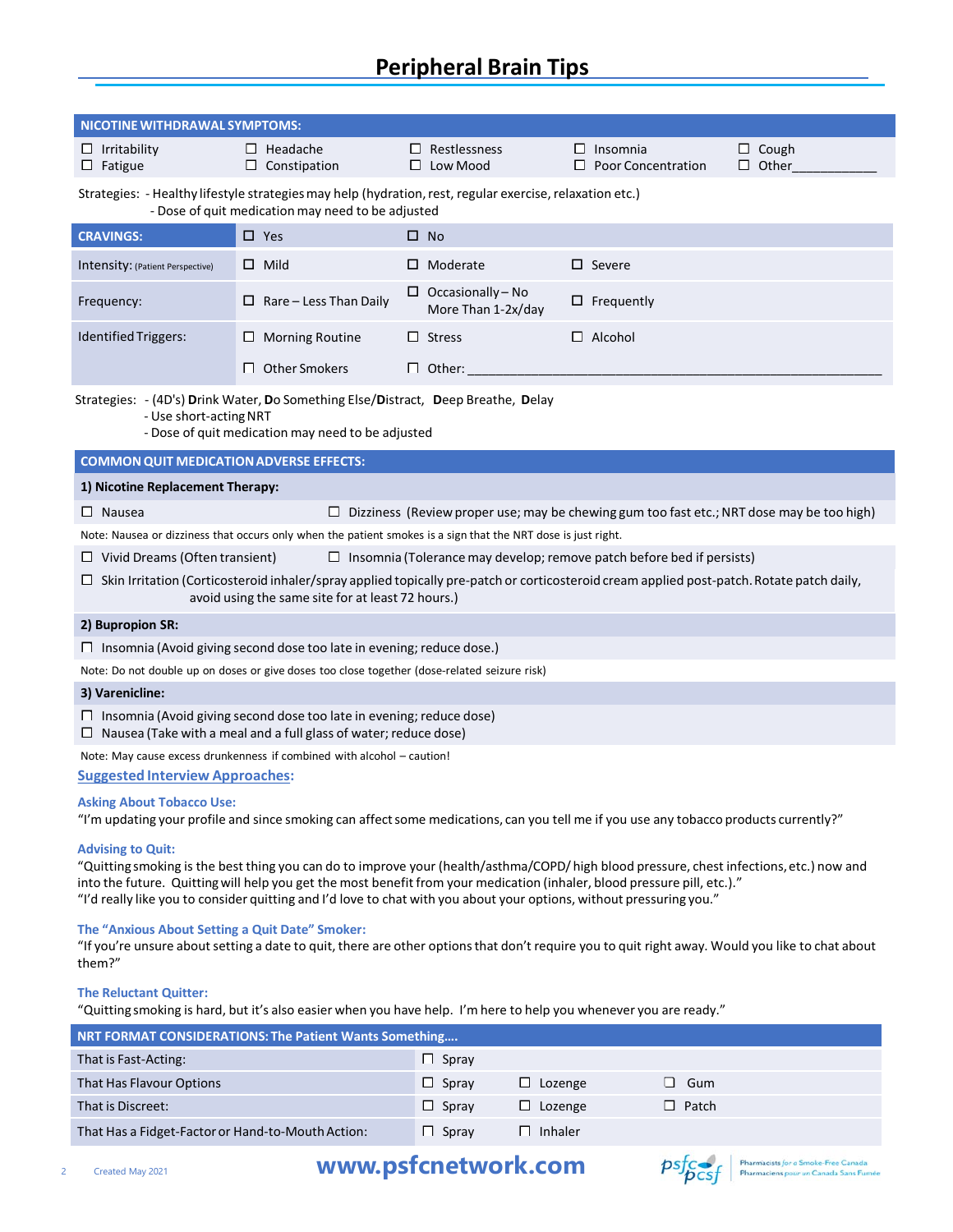# Peripheral Brain Tips

| NICOTINE WITHDRAWAL SYMPTOMS: | | | | |
|---|---|---|---|---|
| ☐ Irritability | ☐ Headache | ☐ Restlessness | ☐ Insomnia | ☐ Cough |
| ☐ Fatigue | ☐ Constipation | ☐ Low Mood | ☐ Poor Concentration | ☐ Other___________ |

Strategies: - Healthy lifestyle strategies may help (hydration, rest, regular exercise, relaxation etc.)
- Dose of quit medication may need to be adjusted

| CRAVINGS: | ☐ Yes | ☐ No | |
|---|---|---|---|
| Intensity: (Patient Perspective) | ☐ Mild | ☐ Moderate | ☐ Severe |
| Frequency: | ☐ Rare – Less Than Daily | ☐ Occasionally – No More Than 1-2x/day | ☐ Frequently |
| Identified Triggers: | ☐ Morning Routine | ☐ Stress | ☐ Alcohol |
| | ☐ Other Smokers | ☐ Other: ___________ | |

Strategies: - (4D's) **D**rink Water, **D**o Something Else/**D**istract, **D**eep Breathe, **D**elay
- Use short-acting NRT
- Dose of quit medication may need to be adjusted

## COMMON QUIT MEDICATION ADVERSE EFFECTS:

### 1) Nicotine Replacement Therapy:

☐ Nausea

☐ Dizziness (Review proper use; may be chewing gum too fast etc.; NRT dose may be too high)

Note: Nausea or dizziness that occurs only when the patient smokes is a sign that the NRT dose is just right.

☐ Vivid Dreams (Often transient)

☐ Insomnia (Tolerance may develop; remove patch before bed if persists)

☐ Skin Irritation (Corticosteroid inhaler/spray applied topically pre-patch or corticosteroid cream applied post-patch. Rotate patch daily, avoid using the same site for at least 72 hours.)

### 2) Bupropion SR:

☐ Insomnia (Avoid giving second dose too late in evening; reduce dose.)

Note: Do not double up on doses or give doses too close together (dose-related seizure risk)

### 3) Varenicline:

☐ Insomnia (Avoid giving second dose too late in evening; reduce dose)

☐ Nausea (Take with a meal and a full glass of water; reduce dose)

Note: May cause excess drunkenness if combined with alcohol – caution!

## Suggested Interview Approaches:

**Asking About Tobacco Use:**

"I'm updating your profile and since smoking can affect some medications, can you tell me if you use any tobacco products currently?"

**Advising to Quit:**

"Quitting smoking is the best thing you can do to improve your (health/asthma/COPD/ high blood pressure, chest infections, etc.) now and into the future. Quitting will help you get the most benefit from your medication (inhaler, blood pressure pill, etc.)."

"I'd really like you to consider quitting and I'd love to chat with you about your options, without pressuring you."

**The "Anxious About Setting a Quit Date" Smoker:**

"If you're unsure about setting a date to quit, there are other options that don't require you to quit right away. Would you like to chat about them?"

**The Reluctant Quitter:**

"Quitting smoking is hard, but it's also easier when you have help. I'm here to help you whenever you are ready."

| NRT FORMAT CONSIDERATIONS: The Patient Wants Something…. | | | |
|---|---|---|---|
| That is Fast-Acting: | ☐ Spray | | |
| That Has Flavour Options | ☐ Spray | ☐ Lozenge | ☐ Gum |
| That is Discreet: | ☐ Spray | ☐ Lozenge | ☐ Patch |
| That Has a Fidget-Factor or Hand-to-Mouth Action: | ☐ Spray | ☐ Inhaler | |

Created May 2021

www.psfcnetwork.com

Pharmacists for a Smoke-Free Canada
Pharmaciens pour un Canada Sans Fumée